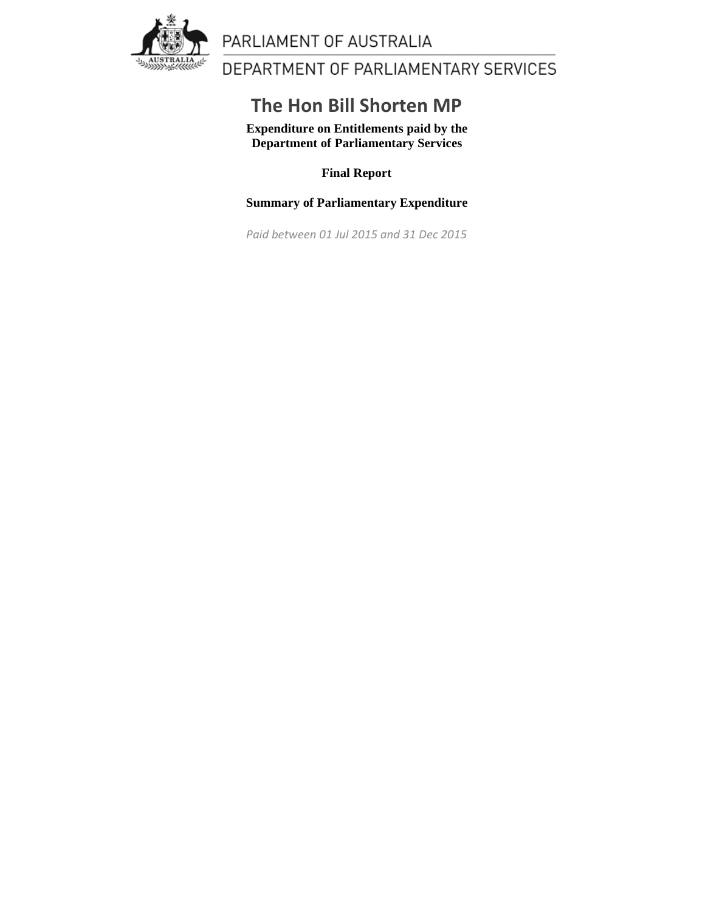PARLIAMENT OF AUSTRALIA

DEPARTMENT OF PARLIAMENTARY SERVICES

# The Hon Bill Shorten MP

**Expenditure on Entitlements paid by the Department of Parliamentary Services**

**Final Report**

**Summary of Parliamentary Expenditure**

*Paid between 01 Jul 2015 and 31 Dec 2015*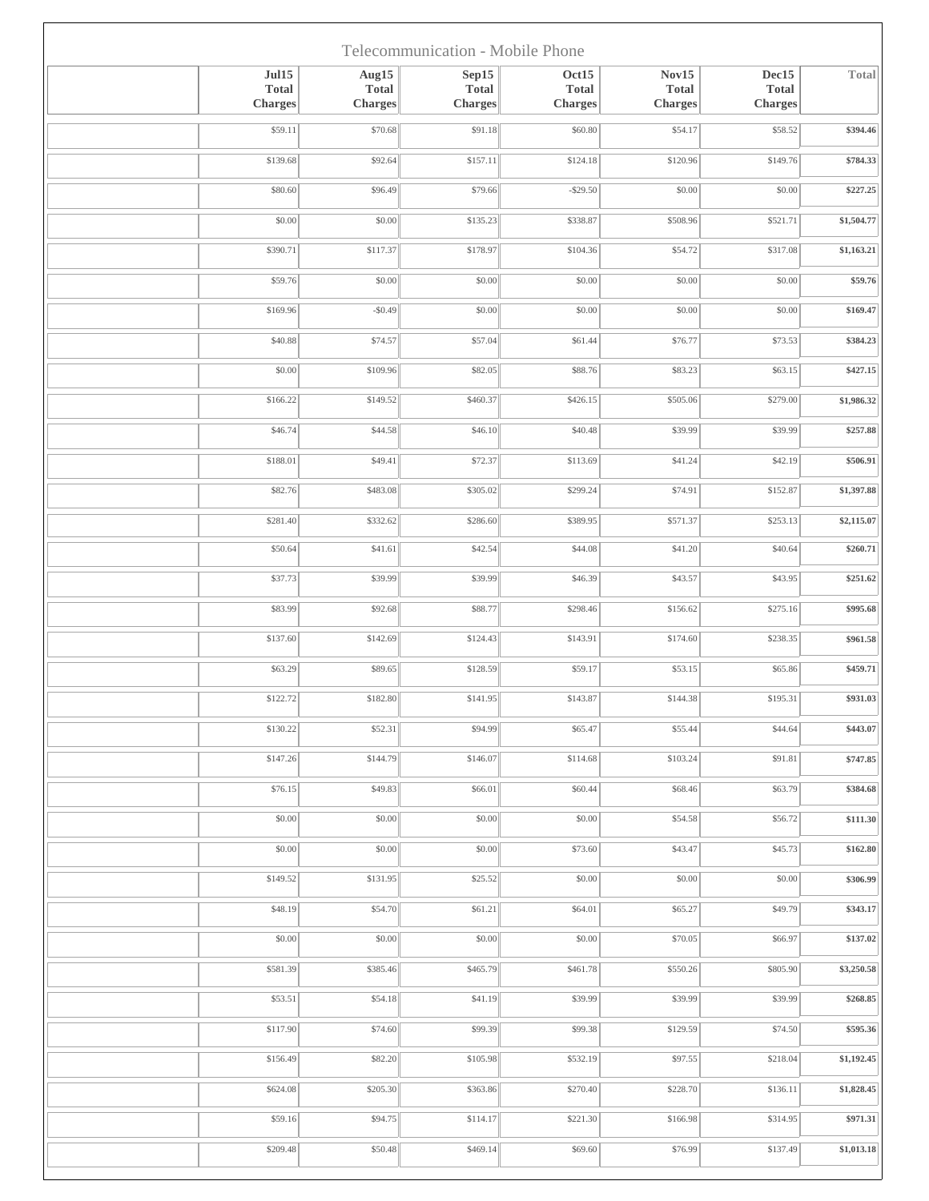Telecommunication - Mobile Phone

| | Jul15 Total Charges | Aug15 Total Charges | Sep15 Total Charges | Oct15 Total Charges | Nov15 Total Charges | Dec15 Total Charges | Total |
|---|---|---|---|---|---|---|---|
| | $59.11 | $70.68 | $91.18 | $60.80 | $54.17 | $58.52 | **$394.46** |
| | $139.68 | $92.64 | $157.11 | $124.18 | $120.96 | $149.76 | **$784.33** |
| | $80.60 | $96.49 | $79.66 | -$29.50 | $0.00 | $0.00 | **$227.25** |
| | $0.00 | $0.00 | $135.23 | $338.87 | $508.96 | $521.71 | **$1,504.77** |
| | $390.71 | $117.37 | $178.97 | $104.36 | $54.72 | $317.08 | **$1,163.21** |
| | $59.76 | $0.00 | $0.00 | $0.00 | $0.00 | $0.00 | **$59.76** |
| | $169.96 | -$0.49 | $0.00 | $0.00 | $0.00 | $0.00 | **$169.47** |
| | $40.88 | $74.57 | $57.04 | $61.44 | $76.77 | $73.53 | **$384.23** |
| | $0.00 | $109.96 | $82.05 | $88.76 | $83.23 | $63.15 | **$427.15** |
| | $166.22 | $149.52 | $460.37 | $426.15 | $505.06 | $279.00 | **$1,986.32** |
| | $46.74 | $44.58 | $46.10 | $40.48 | $39.99 | $39.99 | **$257.88** |
| | $188.01 | $49.41 | $72.37 | $113.69 | $41.24 | $42.19 | **$506.91** |
| | $82.76 | $483.08 | $305.02 | $299.24 | $74.91 | $152.87 | **$1,397.88** |
| | $281.40 | $332.62 | $286.60 | $389.95 | $571.37 | $253.13 | **$2,115.07** |
| | $50.64 | $41.61 | $42.54 | $44.08 | $41.20 | $40.64 | **$260.71** |
| | $37.73 | $39.99 | $39.99 | $46.39 | $43.57 | $43.95 | **$251.62** |
| | $83.99 | $92.68 | $88.77 | $298.46 | $156.62 | $275.16 | **$995.68** |
| | $137.60 | $142.69 | $124.43 | $143.91 | $174.60 | $238.35 | **$961.58** |
| | $63.29 | $89.65 | $128.59 | $59.17 | $53.15 | $65.86 | **$459.71** |
| | $122.72 | $182.80 | $141.95 | $143.87 | $144.38 | $195.31 | **$931.03** |
| | $130.22 | $52.31 | $94.99 | $65.47 | $55.44 | $44.64 | **$443.07** |
| | $147.26 | $144.79 | $146.07 | $114.68 | $103.24 | $91.81 | **$747.85** |
| | $76.15 | $49.83 | $66.01 | $60.44 | $68.46 | $63.79 | **$384.68** |
| | $0.00 | $0.00 | $0.00 | $0.00 | $54.58 | $56.72 | **$111.30** |
| | $0.00 | $0.00 | $0.00 | $73.60 | $43.47 | $45.73 | **$162.80** |
| | $149.52 | $131.95 | $25.52 | $0.00 | $0.00 | $0.00 | **$306.99** |
| | $48.19 | $54.70 | $61.21 | $64.01 | $65.27 | $49.79 | **$343.17** |
| | $0.00 | $0.00 | $0.00 | $0.00 | $70.05 | $66.97 | **$137.02** |
| | $581.39 | $385.46 | $465.79 | $461.78 | $550.26 | $805.90 | **$3,250.58** |
| | $53.51 | $54.18 | $41.19 | $39.99 | $39.99 | $39.99 | **$268.85** |
| | $117.90 | $74.60 | $99.39 | $99.38 | $129.59 | $74.50 | **$595.36** |
| | $156.49 | $82.20 | $105.98 | $532.19 | $97.55 | $218.04 | **$1,192.45** |
| | $624.08 | $205.30 | $363.86 | $270.40 | $228.70 | $136.11 | **$1,828.45** |
| | $59.16 | $94.75 | $114.17 | $221.30 | $166.98 | $314.95 | **$971.31** |
| | $209.48 | $50.48 | $469.14 | $69.60 | $76.99 | $137.49 | **$1,013.18** |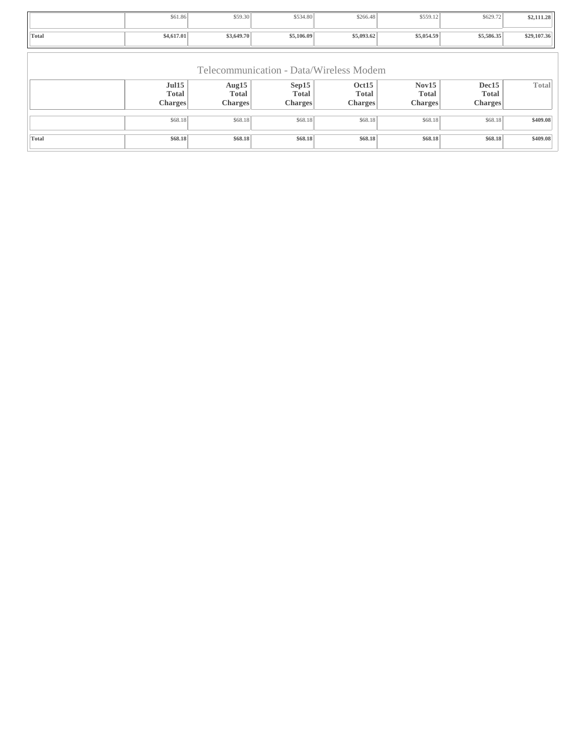| | | | | | | | |
|---|---|---|---|---|---|---|---|
| | $61.86 | $59.30 | $534.80 | $266.48 | $559.12 | $629.72 | **$2,111.28** |
| **Total** | **$4,617.01** | **$3,649.70** | **$5,106.09** | **$5,093.62** | **$5,054.59** | **$5,586.35** | **$29,107.36** |

## Telecommunication - Data/Wireless Modem

| | Jul15 Total Charges | Aug15 Total Charges | Sep15 Total Charges | Oct15 Total Charges | Nov15 Total Charges | Dec15 Total Charges | Total |
|---|---|---|---|---|---|---|---|
| | $68.18 | $68.18 | $68.18 | $68.18 | $68.18 | $68.18 | **$409.08** |
| **Total** | **$68.18** | **$68.18** | **$68.18** | **$68.18** | **$68.18** | **$68.18** | **$409.08** |